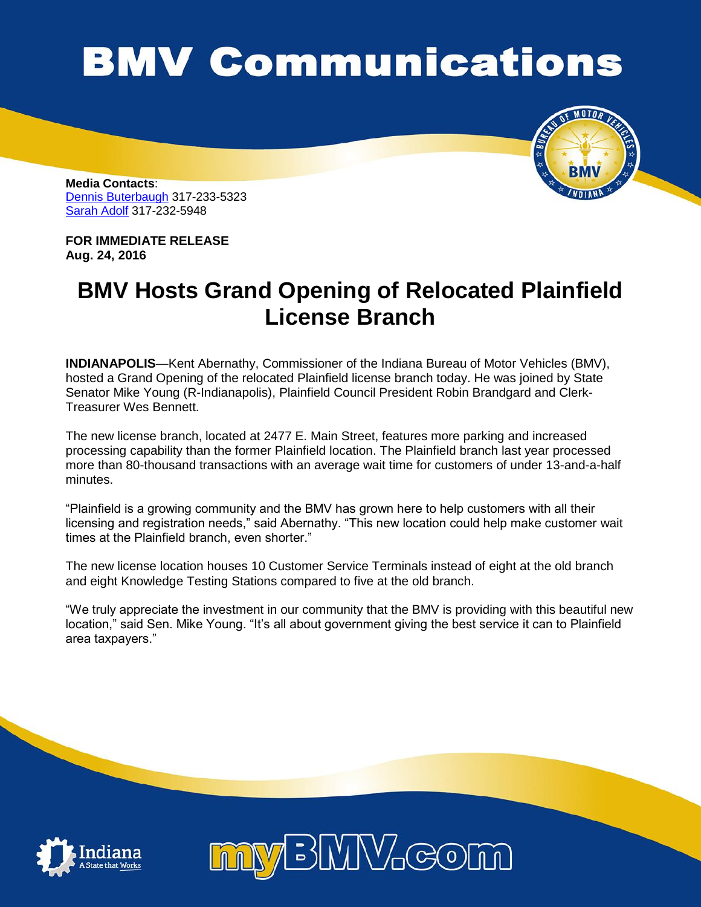# BMV Communications

**Media Contacts**:
Dennis Buterbaugh 317-233-5323
Sarah Adolf 317-232-5948

**FOR IMMEDIATE RELEASE**
**Aug. 24, 2016**

## BMV Hosts Grand Opening of Relocated Plainfield License Branch

**INDIANAPOLIS**—Kent Abernathy, Commissioner of the Indiana Bureau of Motor Vehicles (BMV), hosted a Grand Opening of the relocated Plainfield license branch today. He was joined by State Senator Mike Young (R-Indianapolis), Plainfield Council President Robin Brandgard and Clerk-Treasurer Wes Bennett.

The new license branch, located at 2477 E. Main Street, features more parking and increased processing capability than the former Plainfield location. The Plainfield branch last year processed more than 80-thousand transactions with an average wait time for customers of under 13-and-a-half minutes.

"Plainfield is a growing community and the BMV has grown here to help customers with all their licensing and registration needs," said Abernathy. "This new location could help make customer wait times at the Plainfield branch, even shorter."

The new license location houses 10 Customer Service Terminals instead of eight at the old branch and eight Knowledge Testing Stations compared to five at the old branch.

"We truly appreciate the investment in our community that the BMV is providing with this beautiful new location," said Sen. Mike Young. "It's all about government giving the best service it can to Plainfield area taxpayers."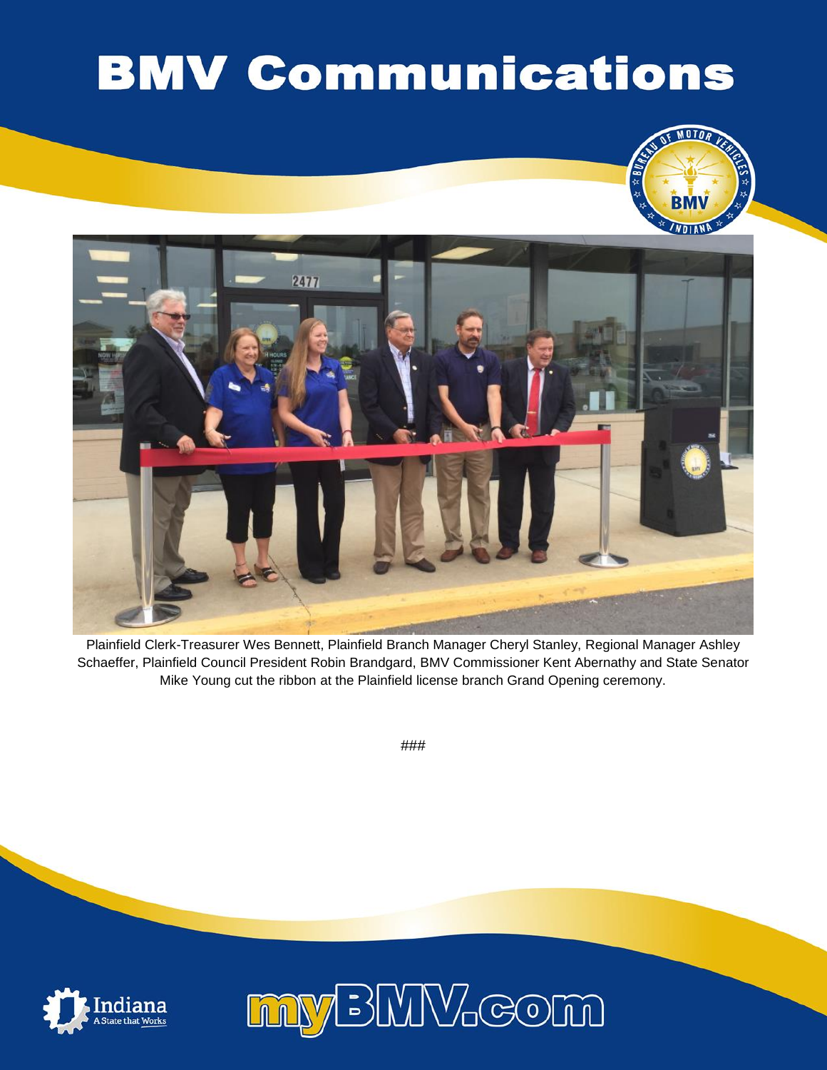# BMV Communications

Plainfield Clerk-Treasurer Wes Bennett, Plainfield Branch Manager Cheryl Stanley, Regional Manager Ashley Schaeffer, Plainfield Council President Robin Brandgard, BMV Commissioner Kent Abernathy and State Senator Mike Young cut the ribbon at the Plainfield license branch Grand Opening ceremony.

###

myBMV.com